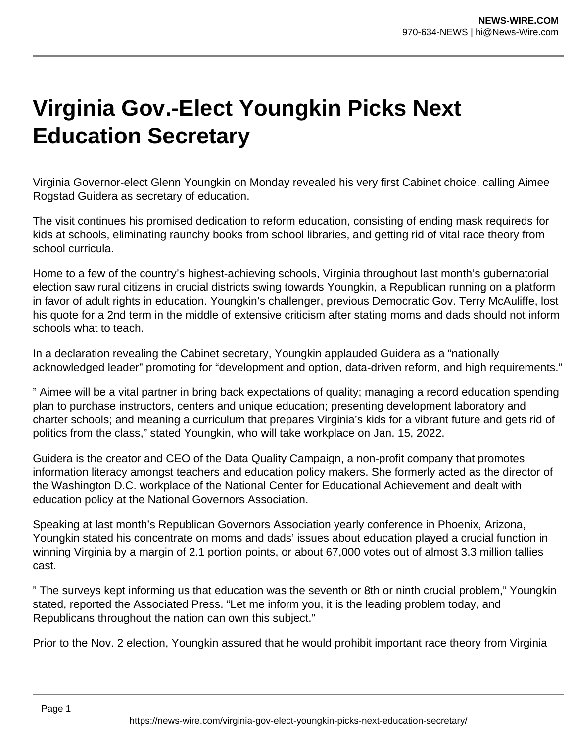# Virginia Gov.-Elect Youngkin Picks Next Education Secretary

Virginia Governor-elect Glenn Youngkin on Monday revealed his very first Cabinet choice, calling Aimee Rogstad Guidera as secretary of education.

The visit continues his promised dedication to reform education, consisting of ending mask requireds for kids at schools, eliminating raunchy books from school libraries, and getting rid of vital race theory from school curricula.

Home to a few of the country's highest-achieving schools, Virginia throughout last month's gubernatorial election saw rural citizens in crucial districts swing towards Youngkin, a Republican running on a platform in favor of adult rights in education. Youngkin's challenger, previous Democratic Gov. Terry McAuliffe, lost his quote for a 2nd term in the middle of extensive criticism after stating moms and dads should not inform schools what to teach.

In a declaration revealing the Cabinet secretary, Youngkin applauded Guidera as a "nationally acknowledged leader" promoting for "development and option, data-driven reform, and high requirements."

" Aimee will be a vital partner in bring back expectations of quality; managing a record education spending plan to purchase instructors, centers and unique education; presenting development laboratory and charter schools; and meaning a curriculum that prepares Virginia's kids for a vibrant future and gets rid of politics from the class," stated Youngkin, who will take workplace on Jan. 15, 2022.

Guidera is the creator and CEO of the Data Quality Campaign, a non-profit company that promotes information literacy amongst teachers and education policy makers. She formerly acted as the director of the Washington D.C. workplace of the National Center for Educational Achievement and dealt with education policy at the National Governors Association.

Speaking at last month's Republican Governors Association yearly conference in Phoenix, Arizona, Youngkin stated his concentrate on moms and dads' issues about education played a crucial function in winning Virginia by a margin of 2.1 portion points, or about 67,000 votes out of almost 3.3 million tallies cast.

" The surveys kept informing us that education was the seventh or 8th or ninth crucial problem," Youngkin stated, reported the Associated Press. "Let me inform you, it is the leading problem today, and Republicans throughout the nation can own this subject."

Prior to the Nov. 2 election, Youngkin assured that he would prohibit important race theory from Virginia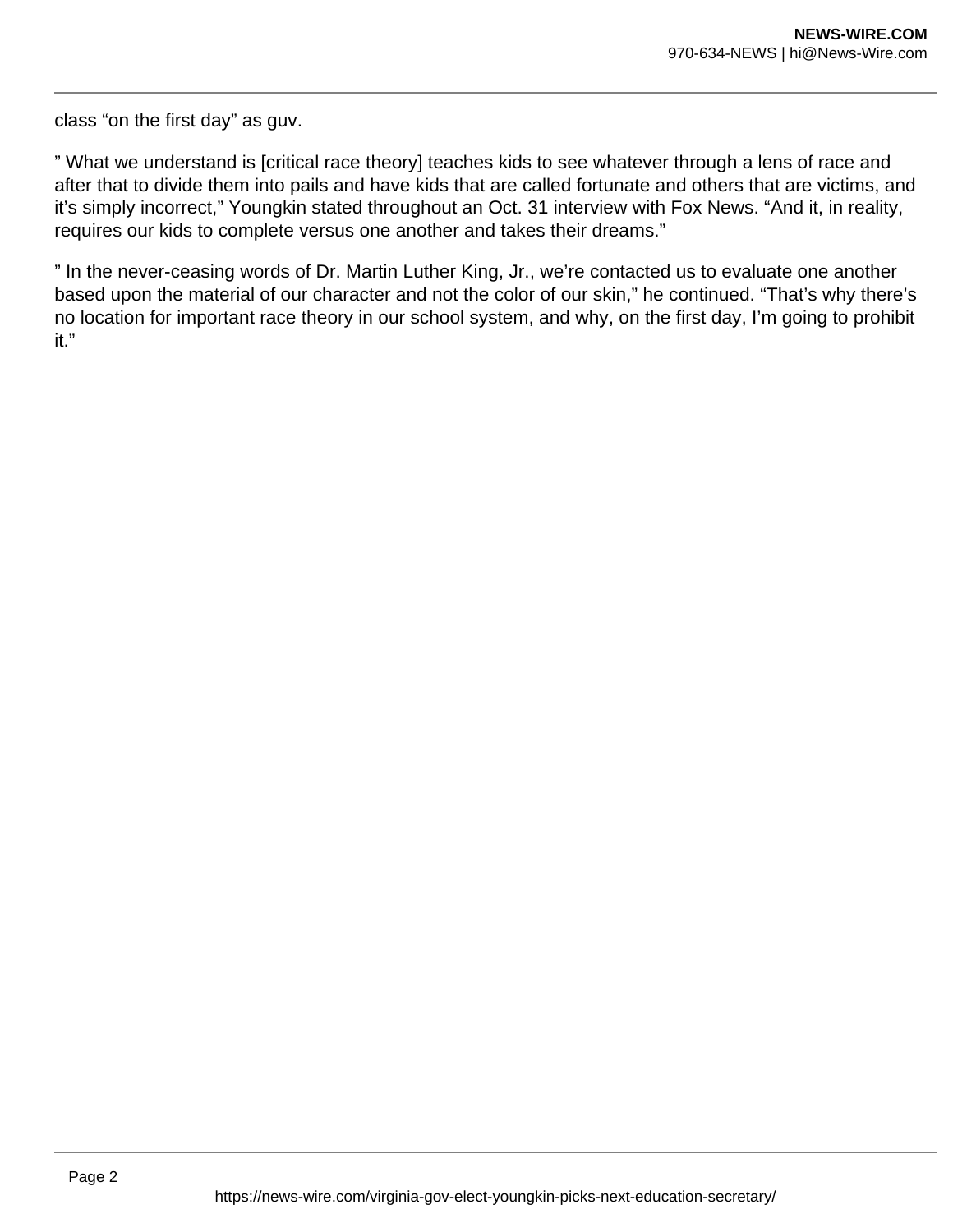class “on the first day” as guv.

” What we understand is [critical race theory] teaches kids to see whatever through a lens of race and after that to divide them into pails and have kids that are called fortunate and others that are victims, and it’s simply incorrect,” Youngkin stated throughout an Oct. 31 interview with Fox News. “And it, in reality, requires our kids to complete versus one another and takes their dreams.”

” In the never-ceasing words of Dr. Martin Luther King, Jr., we’re contacted us to evaluate one another based upon the material of our character and not the color of our skin,” he continued. “That’s why there’s no location for important race theory in our school system, and why, on the first day, I’m going to prohibit it.”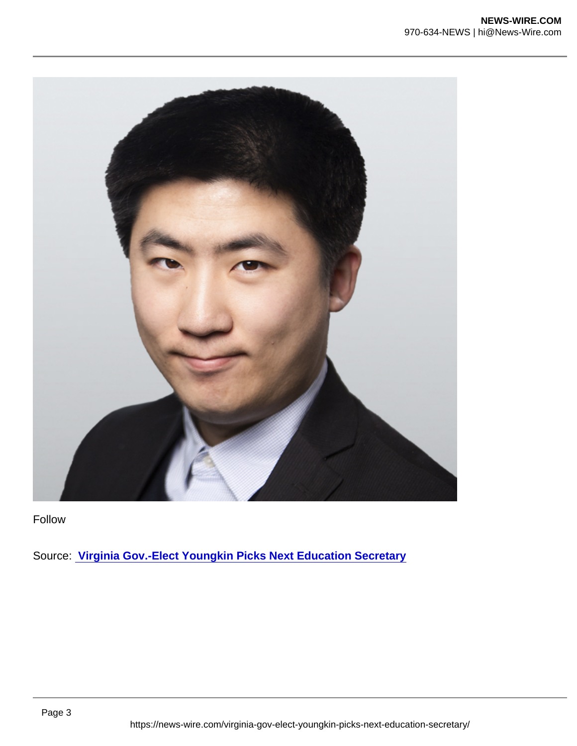Follow

Source: [Virginia Gov.-Elect Youngkin Picks Next Education Secretary](https://news-wire.com/virginia-gov-elect-youngkin-picks-next-education-secretary/)